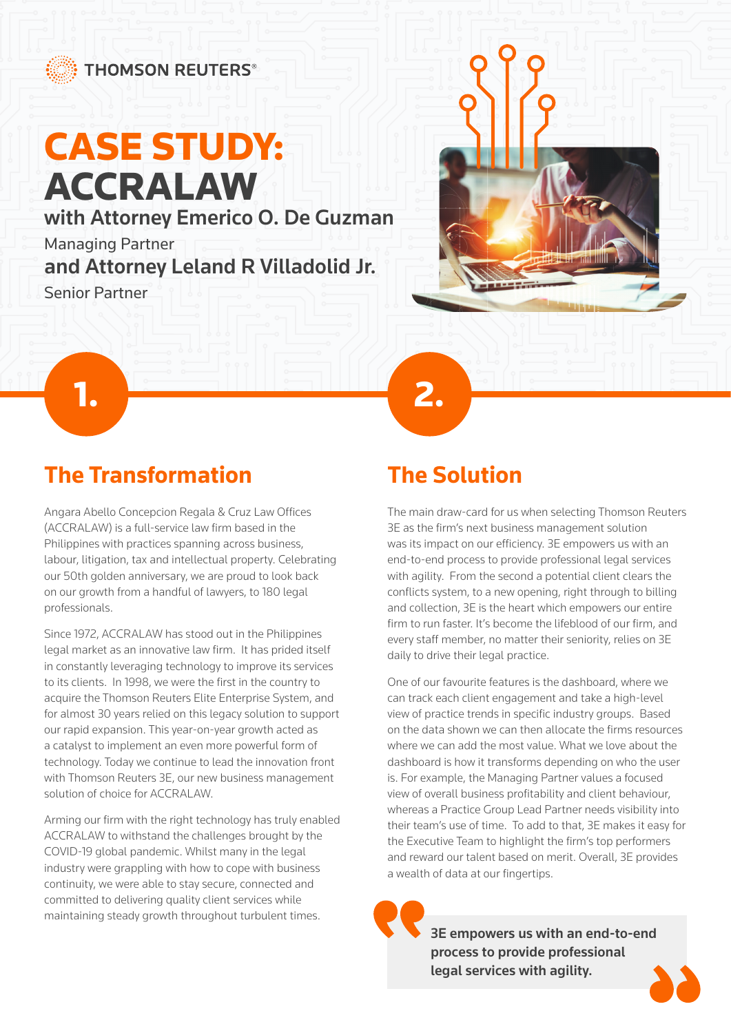THOMSON REUTERS®

# CASE STUDY: ACCRALAW

## with Attorney Emerico O. De Guzman

Managing Partner

## and Attorney Leland R Villadolid Jr.

Senior Partner

1.

## The Transformation

Angara Abello Concepcion Regala & Cruz Law Offices (ACCRALAW) is a full-service law firm based in the Philippines with practices spanning across business, labour, litigation, tax and intellectual property. Celebrating our 50th golden anniversary, we are proud to look back on our growth from a handful of lawyers, to 180 legal professionals.

Since 1972, ACCRALAW has stood out in the Philippines legal market as an innovative law firm. It has prided itself in constantly leveraging technology to improve its services to its clients. In 1998, we were the first in the country to acquire the Thomson Reuters Elite Enterprise System, and for almost 30 years relied on this legacy solution to support our rapid expansion. This year-on-year growth acted as a catalyst to implement an even more powerful form of technology. Today we continue to lead the innovation front with Thomson Reuters 3E, our new business management solution of choice for ACCRALAW.

Arming our firm with the right technology has truly enabled ACCRALAW to withstand the challenges brought by the COVID-19 global pandemic. Whilst many in the legal industry were grappling with how to cope with business continuity, we were able to stay secure, connected and committed to delivering quality client services while maintaining steady growth throughout turbulent times.

2.

## The Solution

The main draw-card for us when selecting Thomson Reuters 3E as the firm's next business management solution was its impact on our efficiency. 3E empowers us with an end-to-end process to provide professional legal services with agility. From the second a potential client clears the conflicts system, to a new opening, right through to billing and collection, 3E is the heart which empowers our entire firm to run faster. It's become the lifeblood of our firm, and every staff member, no matter their seniority, relies on 3E daily to drive their legal practice.

One of our favourite features is the dashboard, where we can track each client engagement and take a high-level view of practice trends in specific industry groups. Based on the data shown we can then allocate the firms resources where we can add the most value. What we love about the dashboard is how it transforms depending on who the user is. For example, the Managing Partner values a focused view of overall business profitability and client behaviour, whereas a Practice Group Lead Partner needs visibility into their team's use of time. To add to that, 3E makes it easy for the Executive Team to highlight the firm's top performers and reward our talent based on merit. Overall, 3E provides a wealth of data at our fingertips.

> **3E empowers us with an end-to-end process to provide professional legal services with agility.**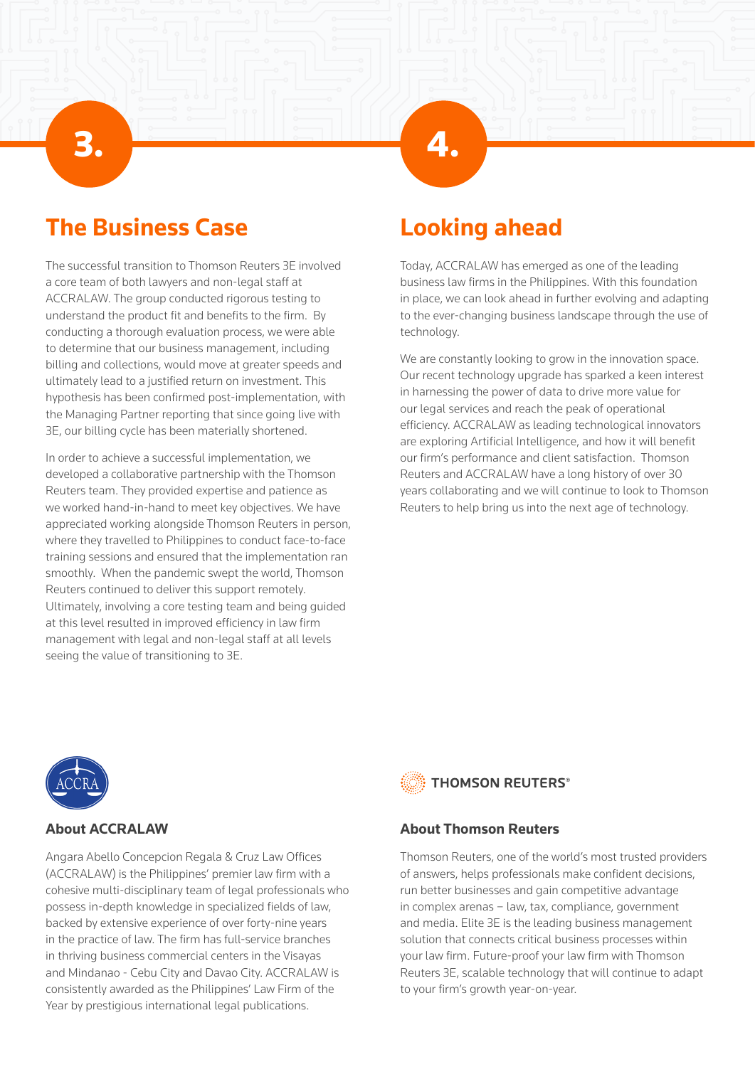## 3.

## The Business Case

The successful transition to Thomson Reuters 3E involved a core team of both lawyers and non-legal staff at ACCRALAW. The group conducted rigorous testing to understand the product fit and benefits to the firm. By conducting a thorough evaluation process, we were able to determine that our business management, including billing and collections, would move at greater speeds and ultimately lead to a justified return on investment. This hypothesis has been confirmed post-implementation, with the Managing Partner reporting that since going live with 3E, our billing cycle has been materially shortened.

In order to achieve a successful implementation, we developed a collaborative partnership with the Thomson Reuters team. They provided expertise and patience as we worked hand-in-hand to meet key objectives. We have appreciated working alongside Thomson Reuters in person, where they travelled to Philippines to conduct face-to-face training sessions and ensured that the implementation ran smoothly. When the pandemic swept the world, Thomson Reuters continued to deliver this support remotely. Ultimately, involving a core testing team and being guided at this level resulted in improved efficiency in law firm management with legal and non-legal staff at all levels seeing the value of transitioning to 3E.

## 4.

## Looking ahead

Today, ACCRALAW has emerged as one of the leading business law firms in the Philippines. With this foundation in place, we can look ahead in further evolving and adapting to the ever-changing business landscape through the use of technology.

We are constantly looking to grow in the innovation space. Our recent technology upgrade has sparked a keen interest in harnessing the power of data to drive more value for our legal services and reach the peak of operational efficiency. ACCRALAW as leading technological innovators are exploring Artificial Intelligence, and how it will benefit our firm's performance and client satisfaction. Thomson Reuters and ACCRALAW have a long history of over 30 years collaborating and we will continue to look to Thomson Reuters to help bring us into the next age of technology.

ACCRA

### About ACCRALAW

Angara Abello Concepcion Regala & Cruz Law Offices (ACCRALAW) is the Philippines' premier law firm with a cohesive multi-disciplinary team of legal professionals who possess in-depth knowledge in specialized fields of law, backed by extensive experience of over forty-nine years in the practice of law. The firm has full-service branches in thriving business commercial centers in the Visayas and Mindanao - Cebu City and Davao City. ACCRALAW is consistently awarded as the Philippines' Law Firm of the Year by prestigious international legal publications.

THOMSON REUTERS®

### About Thomson Reuters

Thomson Reuters, one of the world's most trusted providers of answers, helps professionals make confident decisions, run better businesses and gain competitive advantage in complex arenas – law, tax, compliance, government and media. Elite 3E is the leading business management solution that connects critical business processes within your law firm. Future-proof your law firm with Thomson Reuters 3E, scalable technology that will continue to adapt to your firm's growth year-on-year.